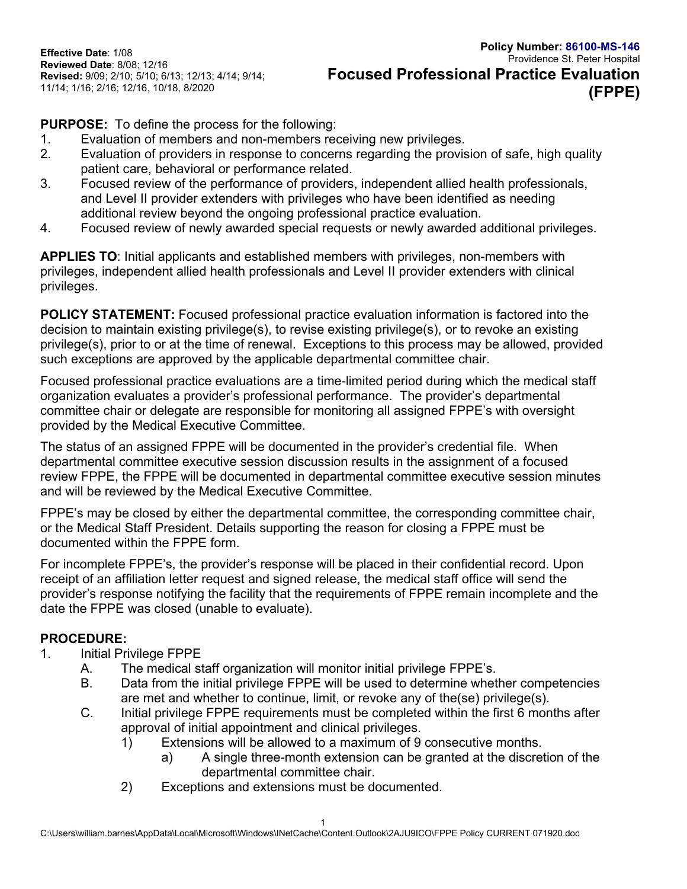**Effective Date**: 1/08
**Reviewed Date**: 8/08; 12/16
**Revised:** 9/09; 2/10; 5/10; 6/13; 12/13; 4/14; 9/14; 11/14; 1/16; 2/16; 12/16, 10/18, 8/2020

**Policy Number: 86100-MS-146**
Providence St. Peter Hospital

# Focused Professional Practice Evaluation (FPPE)

**PURPOSE:** To define the process for the following:

1. Evaluation of members and non-members receiving new privileges.
2. Evaluation of providers in response to concerns regarding the provision of safe, high quality patient care, behavioral or performance related.
3. Focused review of the performance of providers, independent allied health professionals, and Level II provider extenders with privileges who have been identified as needing additional review beyond the ongoing professional practice evaluation.
4. Focused review of newly awarded special requests or newly awarded additional privileges.

**APPLIES TO**: Initial applicants and established members with privileges, non-members with privileges, independent allied health professionals and Level II provider extenders with clinical privileges.

**POLICY STATEMENT:** Focused professional practice evaluation information is factored into the decision to maintain existing privilege(s), to revise existing privilege(s), or to revoke an existing privilege(s), prior to or at the time of renewal. Exceptions to this process may be allowed, provided such exceptions are approved by the applicable departmental committee chair.

Focused professional practice evaluations are a time-limited period during which the medical staff organization evaluates a provider's professional performance. The provider's departmental committee chair or delegate are responsible for monitoring all assigned FPPE's with oversight provided by the Medical Executive Committee.

The status of an assigned FPPE will be documented in the provider's credential file. When departmental committee executive session discussion results in the assignment of a focused review FPPE, the FPPE will be documented in departmental committee executive session minutes and will be reviewed by the Medical Executive Committee.

FPPE's may be closed by either the departmental committee, the corresponding committee chair, or the Medical Staff President. Details supporting the reason for closing a FPPE must be documented within the FPPE form.

For incomplete FPPE's, the provider's response will be placed in their confidential record. Upon receipt of an affiliation letter request and signed release, the medical staff office will send the provider's response notifying the facility that the requirements of FPPE remain incomplete and the date the FPPE was closed (unable to evaluate).

**PROCEDURE:**

1. Initial Privilege FPPE
   - A. The medical staff organization will monitor initial privilege FPPE's.
   - B. Data from the initial privilege FPPE will be used to determine whether competencies are met and whether to continue, limit, or revoke any of the(se) privilege(s).
   - C. Initial privilege FPPE requirements must be completed within the first 6 months after approval of initial appointment and clinical privileges.
     - 1) Extensions will be allowed to a maximum of 9 consecutive months.
       - a) A single three-month extension can be granted at the discretion of the departmental committee chair.
     - 2) Exceptions and extensions must be documented.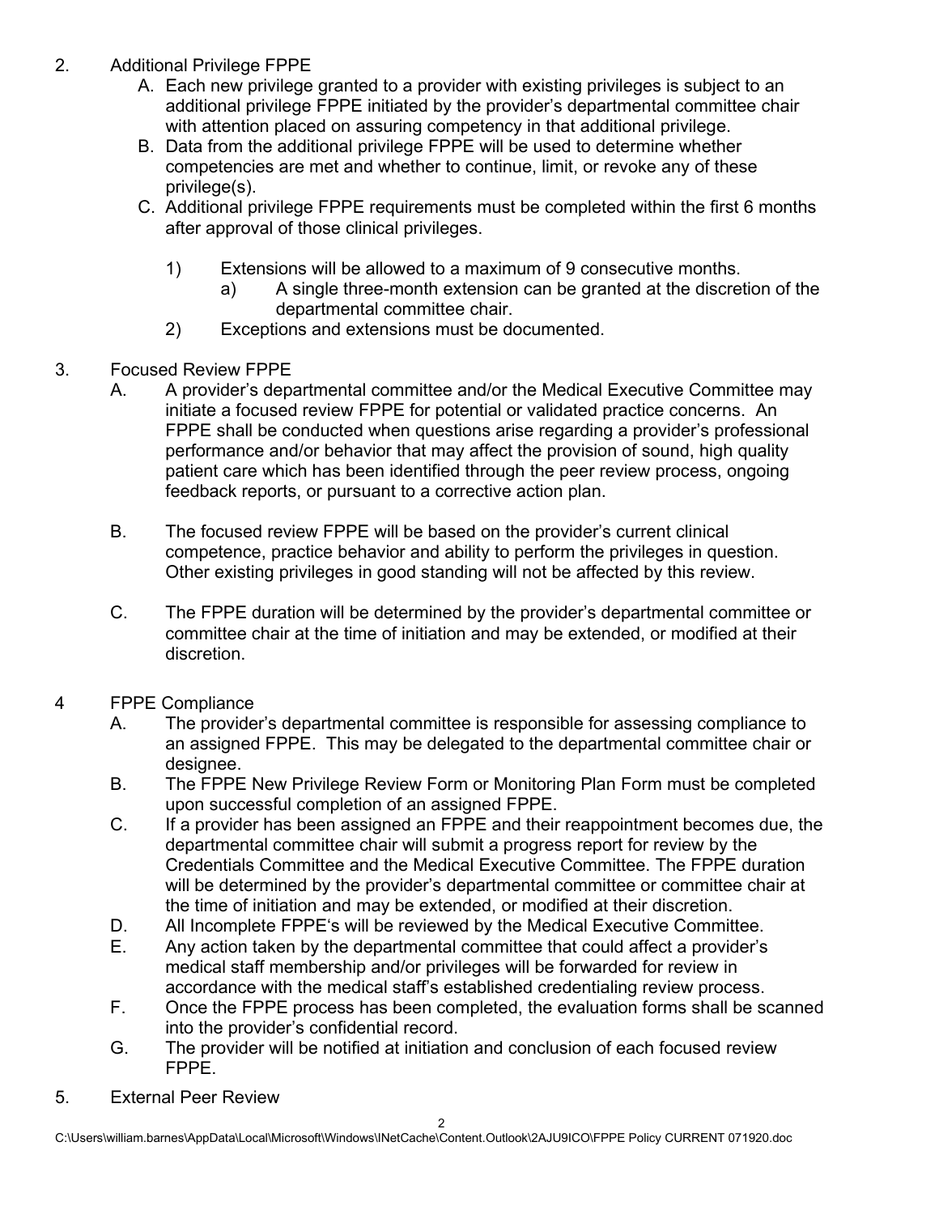2. Additional Privilege FPPE
   A. Each new privilege granted to a provider with existing privileges is subject to an additional privilege FPPE initiated by the provider's departmental committee chair with attention placed on assuring competency in that additional privilege.
   B. Data from the additional privilege FPPE will be used to determine whether competencies are met and whether to continue, limit, or revoke any of these privilege(s).
   C. Additional privilege FPPE requirements must be completed within the first 6 months after approval of those clinical privileges.
      1) Extensions will be allowed to a maximum of 9 consecutive months.
         a) A single three-month extension can be granted at the discretion of the departmental committee chair.
      2) Exceptions and extensions must be documented.

3. Focused Review FPPE
   A. A provider's departmental committee and/or the Medical Executive Committee may initiate a focused review FPPE for potential or validated practice concerns. An FPPE shall be conducted when questions arise regarding a provider's professional performance and/or behavior that may affect the provision of sound, high quality patient care which has been identified through the peer review process, ongoing feedback reports, or pursuant to a corrective action plan.

   B. The focused review FPPE will be based on the provider's current clinical competence, practice behavior and ability to perform the privileges in question. Other existing privileges in good standing will not be affected by this review.

   C. The FPPE duration will be determined by the provider's departmental committee or committee chair at the time of initiation and may be extended, or modified at their discretion.

4 FPPE Compliance
   A. The provider's departmental committee is responsible for assessing compliance to an assigned FPPE. This may be delegated to the departmental committee chair or designee.
   B. The FPPE New Privilege Review Form or Monitoring Plan Form must be completed upon successful completion of an assigned FPPE.
   C. If a provider has been assigned an FPPE and their reappointment becomes due, the departmental committee chair will submit a progress report for review by the Credentials Committee and the Medical Executive Committee. The FPPE duration will be determined by the provider's departmental committee or committee chair at the time of initiation and may be extended, or modified at their discretion.
   D. All Incomplete FPPE's will be reviewed by the Medical Executive Committee.
   E. Any action taken by the departmental committee that could affect a provider's medical staff membership and/or privileges will be forwarded for review in accordance with the medical staff's established credentialing review process.
   F. Once the FPPE process has been completed, the evaluation forms shall be scanned into the provider's confidential record.
   G. The provider will be notified at initiation and conclusion of each focused review FPPE.

5. External Peer Review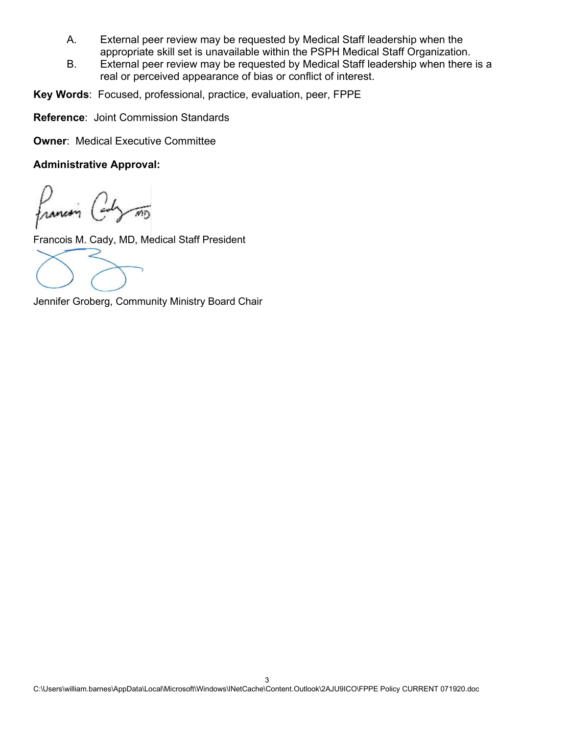A. External peer review may be requested by Medical Staff leadership when the appropriate skill set is unavailable within the PSPH Medical Staff Organization.

B. External peer review may be requested by Medical Staff leadership when there is a real or perceived appearance of bias or conflict of interest.

**Key Words**: Focused, professional, practice, evaluation, peer, FPPE

**Reference**: Joint Commission Standards

**Owner**: Medical Executive Committee

**Administrative Approval:**

Francois M. Cady, MD, Medical Staff President

Jennifer Groberg, Community Ministry Board Chair

C:\Users\william.barnes\AppData\Local\Microsoft\Windows\INetCache\Content.Outlook\2AJU9ICO\FPPE Policy CURRENT 071920.doc